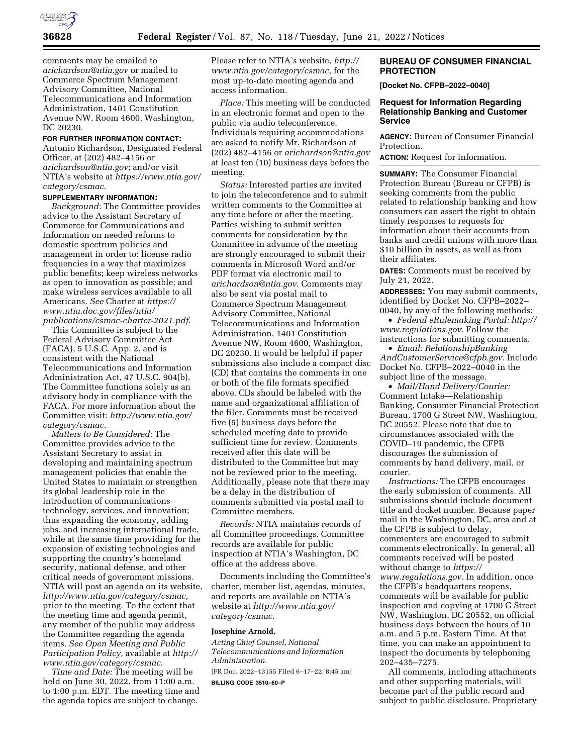comments may be emailed to *arichardson@ntia.gov* or mailed to Commerce Spectrum Management Advisory Committee, National Telecommunications and Information Administration, 1401 Constitution Avenue NW, Room 4600, Washington, DC 20230.

**FOR FURTHER INFORMATION CONTACT:** Antonio Richardson, Designated Federal Officer, at (202) 482–4156 or *arichardson@ntia.gov*; and/or visit NTIA's website at *https://www.ntia.gov/category/csmac*.

**SUPPLEMENTARY INFORMATION:**

*Background:* The Committee provides advice to the Assistant Secretary of Commerce for Communications and Information on needed reforms to domestic spectrum policies and management in order to: license radio frequencies in a way that maximizes public benefits; keep wireless networks as open to innovation as possible; and make wireless services available to all Americans. *See* Charter at *https://www.ntia.doc.gov/files/ntia/publications/csmac-charter-2021.pdf*.

This Committee is subject to the Federal Advisory Committee Act (FACA), 5 U.S.C. App. 2, and is consistent with the National Telecommunications and Information Administration Act, 47 U.S.C. 904(b). The Committee functions solely as an advisory body in compliance with the FACA. For more information about the Committee visit: *http://www.ntia.gov/category/csmac*.

*Matters to Be Considered:* The Committee provides advice to the Assistant Secretary to assist in developing and maintaining spectrum management policies that enable the United States to maintain or strengthen its global leadership role in the introduction of communications technology, services, and innovation; thus expanding the economy, adding jobs, and increasing international trade, while at the same time providing for the expansion of existing technologies and supporting the country's homeland security, national defense, and other critical needs of government missions. NTIA will post an agenda on its website, *http://www.ntia.gov/category/csmac*, prior to the meeting. To the extent that the meeting time and agenda permit, any member of the public may address the Committee regarding the agenda items. *See Open Meeting and Public Participation Policy,* available at *http://www.ntia.gov/category/csmac*.

*Time and Date:* The meeting will be held on June 30, 2022, from 11:00 a.m. to 1:00 p.m. EDT. The meeting time and the agenda topics are subject to change. Please refer to NTIA's website, *http://www.ntia.gov/category/csmac,* for the most up-to-date meeting agenda and access information.

*Place:* This meeting will be conducted in an electronic format and open to the public via audio teleconference. Individuals requiring accommodations are asked to notify Mr. Richardson at (202) 482–4156 or *arichardson@ntia.gov* at least ten (10) business days before the meeting.

*Status:* Interested parties are invited to join the teleconference and to submit written comments to the Committee at any time before or after the meeting. Parties wishing to submit written comments for consideration by the Committee in advance of the meeting are strongly encouraged to submit their comments in Microsoft Word and/or PDF format via electronic mail to *arichardson@ntia.gov*. Comments may also be sent via postal mail to Commerce Spectrum Management Advisory Committee, National Telecommunications and Information Administration, 1401 Constitution Avenue NW, Room 4600, Washington, DC 20230. It would be helpful if paper submissions also include a compact disc (CD) that contains the comments in one or both of the file formats specified above. CDs should be labeled with the name and organizational affiliation of the filer. Comments must be received five (5) business days before the scheduled meeting date to provide sufficient time for review. Comments received after this date will be distributed to the Committee but may not be reviewed prior to the meeting. Additionally, please note that there may be a delay in the distribution of comments submitted via postal mail to Committee members.

*Records:* NTIA maintains records of all Committee proceedings. Committee records are available for public inspection at NTIA's Washington, DC office at the address above.

Documents including the Committee's charter, member list, agendas, minutes, and reports are available on NTIA's website at *http://www.ntia.gov/category/csmac*.

**Josephine Arnold,**

*Acting Chief Counsel, National Telecommunications and Information Administration.*

[FR Doc. 2022–13155 Filed 6–17–22; 8:45 am]

**BILLING CODE 3510–60–P**

## BUREAU OF CONSUMER FINANCIAL PROTECTION

**[Docket No. CFPB–2022–0040]**

### Request for Information Regarding Relationship Banking and Customer Service

**AGENCY:** Bureau of Consumer Financial Protection.

**ACTION:** Request for information.

**SUMMARY:** The Consumer Financial Protection Bureau (Bureau or CFPB) is seeking comments from the public related to relationship banking and how consumers can assert the right to obtain timely responses to requests for information about their accounts from banks and credit unions with more than $10 billion in assets, as well as from their affiliates.

**DATES:** Comments must be received by July 21, 2022.

**ADDRESSES:** You may submit comments, identified by Docket No. CFPB–2022–0040, by any of the following methods:

- *Federal eRulemaking Portal: http://www.regulations.gov.* Follow the instructions for submitting comments.
- *Email: RelationshipBankingAndCustomerService@cfpb.gov.* Include Docket No. CFPB–2022–0040 in the subject line of the message.
- *Mail/Hand Delivery/Courier:* Comment Intake—Relationship Banking, Consumer Financial Protection Bureau, 1700 G Street NW, Washington, DC 20552. Please note that due to circumstances associated with the COVID–19 pandemic, the CFPB discourages the submission of comments by hand delivery, mail, or courier.

*Instructions:* The CFPB encourages the early submission of comments. All submissions should include document title and docket number. Because paper mail in the Washington, DC, area and at the CFPB is subject to delay, commenters are encouraged to submit comments electronically. In general, all comments received will be posted without change to *https://www.regulations.gov.* In addition, once the CFPB's headquarters reopens, comments will be available for public inspection and copying at 1700 G Street NW, Washington, DC 20552, on official business days between the hours of 10 a.m. and 5 p.m. Eastern Time. At that time, you can make an appointment to inspect the documents by telephoning 202–435–7275.

All comments, including attachments and other supporting materials, will become part of the public record and subject to public disclosure. Proprietary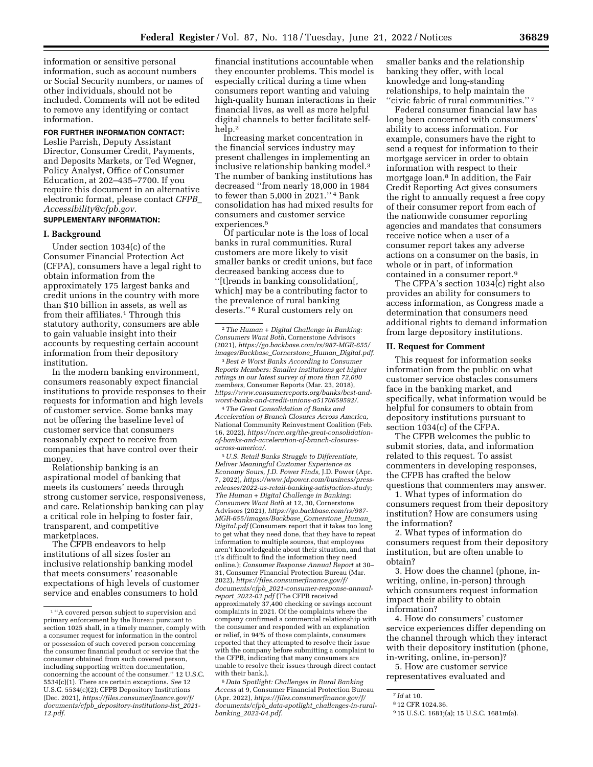information or sensitive personal information, such as account numbers or Social Security numbers, or names of other individuals, should not be included. Comments will not be edited to remove any identifying or contact information.

**FOR FURTHER INFORMATION CONTACT:** Leslie Parrish, Deputy Assistant Director, Consumer Credit, Payments, and Deposits Markets, or Ted Wegner, Policy Analyst, Office of Consumer Education, at 202–435–7700. If you require this document in an alternative electronic format, please contact *CFPB_Accessibility@cfpb.gov.*

**SUPPLEMENTARY INFORMATION:**

## I. Background

Under section 1034(c) of the Consumer Financial Protection Act (CFPA), consumers have a legal right to obtain information from the approximately 175 largest banks and credit unions in the country with more than $10 billion in assets, as well as from their affiliates.[1] Through this statutory authority, consumers are able to gain valuable insight into their accounts by requesting certain account information from their depository institution.

In the modern banking environment, consumers reasonably expect financial institutions to provide responses to their requests for information and high levels of customer service. Some banks may not be offering the baseline level of customer service that consumers reasonably expect to receive from companies that have control over their money.

Relationship banking is an aspirational model of banking that meets its customers' needs through strong customer service, responsiveness, and care. Relationship banking can play a critical role in helping to foster fair, transparent, and competitive marketplaces.

The CFPB endeavors to help institutions of all sizes foster an inclusive relationship banking model that meets consumers' reasonable expectations of high levels of customer service and enables consumers to hold financial institutions accountable when they encounter problems. This model is especially critical during a time when consumers report wanting and valuing high-quality human interactions in their financial lives, as well as more helpful digital channels to better facilitate self-help.[2]

Increasing market concentration in the financial services industry may present challenges in implementing an inclusive relationship banking model.[3] The number of banking institutions has decreased "from nearly 18,000 in 1984 to fewer than 5,000 in 2021."[4] Bank consolidation has had mixed results for consumers and customer service experiences.[5]

Of particular note is the loss of local banks in rural communities. Rural customers are more likely to visit smaller banks or credit unions, but face decreased banking access due to "[t]rends in banking consolidation[, which] may be a contributing factor to the prevalence of rural banking deserts."[6] Rural customers rely on smaller banks and the relationship banking they offer, with local knowledge and long-standing relationships, to help maintain the "civic fabric of rural communities."[7]

Federal consumer financial law has long been concerned with consumers' ability to access information. For example, consumers have the right to send a request for information to their mortgage servicer in order to obtain information with respect to their mortgage loan.[8] In addition, the Fair Credit Reporting Act gives consumers the right to annually request a free copy of their consumer report from each of the nationwide consumer reporting agencies and mandates that consumers receive notice when a user of a consumer report takes any adverse actions on a consumer on the basis, in whole or in part, of information contained in a consumer report.[9]

The CFPA's section 1034(c) right also provides an ability for consumers to access information, as Congress made a determination that consumers need additional rights to demand information from large depository institutions.

## II. Request for Comment

This request for information seeks information from the public on what customer service obstacles consumers face in the banking market, and specifically, what information would be helpful for consumers to obtain from depository institutions pursuant to section 1034(c) of the CFPA.

The CFPB welcomes the public to submit stories, data, and information related to this request. To assist commenters in developing responses, the CFPB has crafted the below questions that commenters may answer.

1. What types of information do consumers request from their depository institution? How are consumers using the information?
2. What types of information do consumers request from their depository institution, but are often unable to obtain?
3. How does the channel (phone, in-writing, online, in-person) through which consumers request information impact their ability to obtain information?
4. How do consumers' customer service experiences differ depending on the channel through which they interact with their depository institution (phone, in-writing, online, in-person)?
5. How are customer service representatives evaluated and

---

[1] "A covered person subject to supervision and primary enforcement by the Bureau pursuant to section 1025 shall, in a timely manner, comply with a consumer request for information in the control or possession of such covered person concerning the consumer financial product or service that the consumer obtained from such covered person, including supporting written documentation, concerning the account of the consumer." 12 U.S.C. 5534(c)(1). There are certain exceptions. *See* 12 U.S.C. 5534(c)(2); CFPB Depository Institutions (Dec. 2021), *https://files.consumerfinance.gov/f/documents/cfpb_depository-institutions-list_2021-12.pdf.*

[2] *The Human + Digital Challenge in Banking: Consumers Want Both,* Cornerstone Advisors (2021), *https://go.backbase.com/rs/987-MGR-655/images/Backbase_Cornerstone_Human_Digital.pdf.*

[3] *Best & Worst Banks According to Consumer Reports Members: Smaller institutions get higher ratings in our latest survey of more than 72,000 members,* Consumer Reports (Mar. 23, 2018), *https://www.consumerreports.org/banks/best-and-worst-banks-and-credit-unions-a5170659592/.*

[4] *The Great Consolidation of Banks and Acceleration of Branch Closures Across America,* National Community Reinvestment Coalition (Feb. 16, 2022), *https://ncrc.org/the-great-consolidation-of-banks-and-acceleration-of-branch-closures-across-america/.*

[5] *U.S. Retail Banks Struggle to Differentiate, Deliver Meaningful Customer Experience as Economy Sours, J.D. Power Finds,* J.D. Power (Apr. 7, 2022), *https://www.jdpower.com/business/press-releases/2022-us-retail-banking-satisfaction-study; The Human + Digital Challenge in Banking: Consumers Want Both* at 12, 30, Cornerstone Advisors (2021), *https://go.backbase.com/rs/987-MGR-655/images/Backbase_Cornerstone_Human_Digital.pdf* (Consumers report that it takes too long to get what they need done, that they have to repeat information to multiple sources, that employees aren't knowledgeable about their situation, and that it's difficult to find the information they need online.); *Consumer Response Annual Report* at 30–31, Consumer Financial Protection Bureau (Mar. 2022), *https://files.consumerfinance.gov/f/documents/cfpb_2021-consumer-response-annual-report_2022-03.pdf* (The CFPB received approximately 37,400 checking or savings account complaints in 2021. Of the complaints where the company confirmed a commercial relationship with the consumer and responded with an explanation or relief, in 94% of those complaints, consumers reported that they attempted to resolve their issue with the company before submitting a complaint to the CFPB, indicating that many consumers are unable to resolve their issues through direct contact with their bank.).

[6] *Data Spotlight: Challenges in Rural Banking Access* at 9, Consumer Financial Protection Bureau (Apr. 2022), *https://files.consumerfinance.gov/f/documents/cfpb_data-spotlight_challenges-in-rural-banking_2022-04.pdf.*

[7] *Id* at 10.

[8] 12 CFR 1024.36.

[9] 15 U.S.C. 1681j(a); 15 U.S.C. 1681m(a).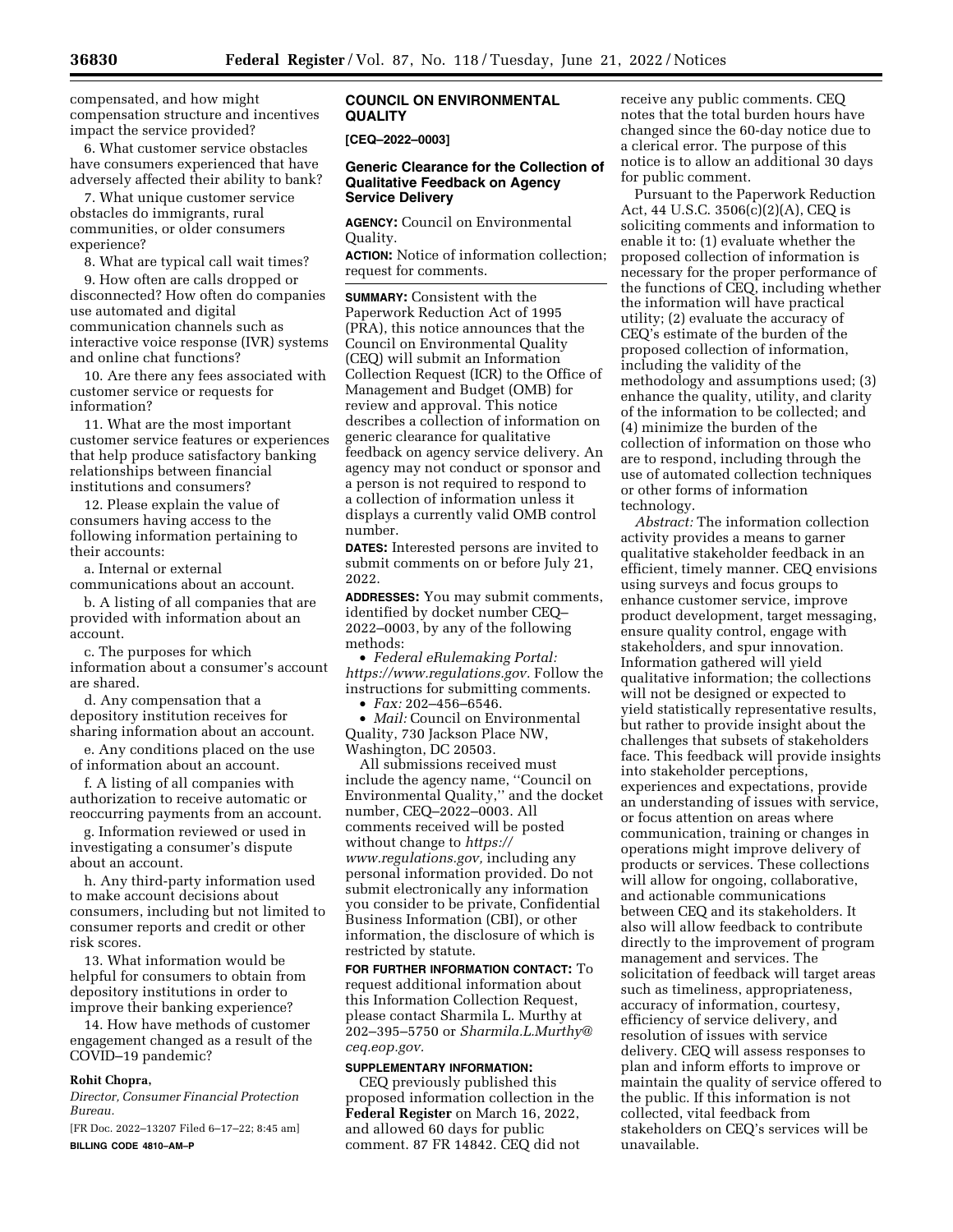compensated, and how might compensation structure and incentives impact the service provided?

6. What customer service obstacles have consumers experienced that have adversely affected their ability to bank?

7. What unique customer service obstacles do immigrants, rural communities, or older consumers experience?

8. What are typical call wait times?

9. How often are calls dropped or disconnected? How often do companies use automated and digital communication channels such as interactive voice response (IVR) systems and online chat functions?

10. Are there any fees associated with customer service or requests for information?

11. What are the most important customer service features or experiences that help produce satisfactory banking relationships between financial institutions and consumers?

12. Please explain the value of consumers having access to the following information pertaining to their accounts:

a. Internal or external communications about an account.

b. A listing of all companies that are provided with information about an account.

c. The purposes for which information about a consumer's account are shared.

d. Any compensation that a depository institution receives for sharing information about an account.

e. Any conditions placed on the use of information about an account.

f. A listing of all companies with authorization to receive automatic or reoccurring payments from an account.

g. Information reviewed or used in investigating a consumer's dispute about an account.

h. Any third-party information used to make account decisions about consumers, including but not limited to consumer reports and credit or other risk scores.

13. What information would be helpful for consumers to obtain from depository institutions in order to improve their banking experience?

14. How have methods of customer engagement changed as a result of the COVID–19 pandemic?

**Rohit Chopra,**

*Director, Consumer Financial Protection Bureau.*

[FR Doc. 2022–13207 Filed 6–17–22; 8:45 am]

**BILLING CODE 4810–AM–P**

## COUNCIL ON ENVIRONMENTAL QUALITY

**[CEQ–2022–0003]**

### Generic Clearance for the Collection of Qualitative Feedback on Agency Service Delivery

**AGENCY:** Council on Environmental Quality.

**ACTION:** Notice of information collection; request for comments.

**SUMMARY:** Consistent with the Paperwork Reduction Act of 1995 (PRA), this notice announces that the Council on Environmental Quality (CEQ) will submit an Information Collection Request (ICR) to the Office of Management and Budget (OMB) for review and approval. This notice describes a collection of information on generic clearance for qualitative feedback on agency service delivery. An agency may not conduct or sponsor and a person is not required to respond to a collection of information unless it displays a currently valid OMB control number.

**DATES:** Interested persons are invited to submit comments on or before July 21, 2022.

**ADDRESSES:** You may submit comments, identified by docket number CEQ–2022–0003, by any of the following methods:

- *Federal eRulemaking Portal: https://www.regulations.gov.* Follow the instructions for submitting comments.
- *Fax:* 202–456–6546.
- *Mail:* Council on Environmental Quality, 730 Jackson Place NW, Washington, DC 20503.

All submissions received must include the agency name, ''Council on Environmental Quality,'' and the docket number, CEQ–2022–0003. All comments received will be posted without change to *https://www.regulations.gov,* including any personal information provided. Do not submit electronically any information you consider to be private, Confidential Business Information (CBI), or other information, the disclosure of which is restricted by statute.

**FOR FURTHER INFORMATION CONTACT:** To request additional information about this Information Collection Request, please contact Sharmila L. Murthy at 202–395–5750 or *Sharmila.L.Murthy@ceq.eop.gov.*

**SUPPLEMENTARY INFORMATION:**

CEQ previously published this proposed information collection in the **Federal Register** on March 16, 2022, and allowed 60 days for public comment. 87 FR 14842. CEQ did not receive any public comments. CEQ notes that the total burden hours have changed since the 60-day notice due to a clerical error. The purpose of this notice is to allow an additional 30 days for public comment.

Pursuant to the Paperwork Reduction Act, 44 U.S.C. 3506(c)(2)(A), CEQ is soliciting comments and information to enable it to: (1) evaluate whether the proposed collection of information is necessary for the proper performance of the functions of CEQ, including whether the information will have practical utility; (2) evaluate the accuracy of CEQ's estimate of the burden of the proposed collection of information, including the validity of the methodology and assumptions used; (3) enhance the quality, utility, and clarity of the information to be collected; and (4) minimize the burden of the collection of information on those who are to respond, including through the use of automated collection techniques or other forms of information technology.

*Abstract:* The information collection activity provides a means to garner qualitative stakeholder feedback in an efficient, timely manner. CEQ envisions using surveys and focus groups to enhance customer service, improve product development, target messaging, ensure quality control, engage with stakeholders, and spur innovation. Information gathered will yield qualitative information; the collections will not be designed or expected to yield statistically representative results, but rather to provide insight about the challenges that subsets of stakeholders face. This feedback will provide insights into stakeholder perceptions, experiences and expectations, provide an understanding of issues with service, or focus attention on areas where communication, training or changes in operations might improve delivery of products or services. These collections will allow for ongoing, collaborative, and actionable communications between CEQ and its stakeholders. It also will allow feedback to contribute directly to the improvement of program management and services. The solicitation of feedback will target areas such as timeliness, appropriateness, accuracy of information, courtesy, efficiency of service delivery, and resolution of issues with service delivery. CEQ will assess responses to plan and inform efforts to improve or maintain the quality of service offered to the public. If this information is not collected, vital feedback from stakeholders on CEQ's services will be unavailable.